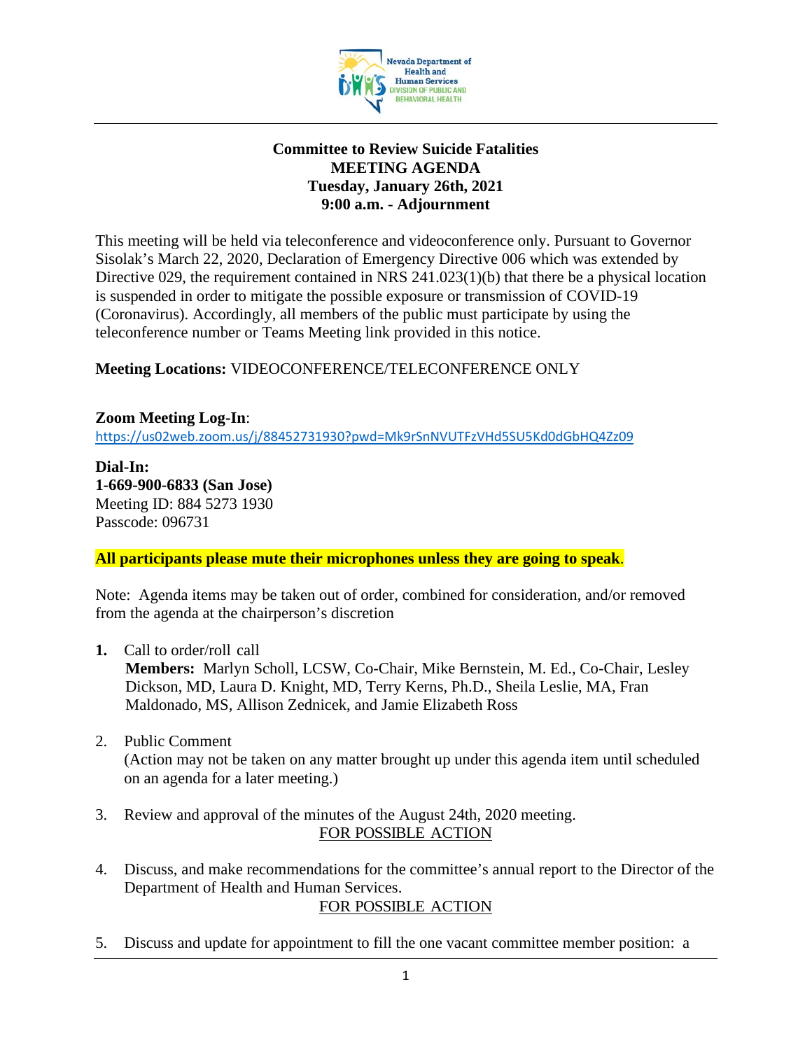**Committee to Review Suicide Fatalities**
**MEETING AGENDA**
**Tuesday, January 26th, 2021**
**9:00 a.m. - Adjournment**

This meeting will be held via teleconference and videoconference only. Pursuant to Governor Sisolak's March 22, 2020, Declaration of Emergency Directive 006 which was extended by Directive 029, the requirement contained in NRS 241.023(1)(b) that there be a physical location is suspended in order to mitigate the possible exposure or transmission of COVID-19 (Coronavirus). Accordingly, all members of the public must participate by using the teleconference number or Teams Meeting link provided in this notice.

**Meeting Locations:** VIDEOCONFERENCE/TELECONFERENCE ONLY

**Zoom Meeting Log-In**:
https://us02web.zoom.us/j/88452731930?pwd=Mk9rSnNVUTFzVHd5SU5Kd0dGbHQ4Zz09

**Dial-In:**
**1-669-900-6833 (San Jose)**
Meeting ID: 884 5273 1930
Passcode: 096731

**All participants please mute their microphones unless they are going to speak**.

Note: Agenda items may be taken out of order, combined for consideration, and/or removed from the agenda at the chairperson's discretion

1. Call to order/roll call
   **Members:** Marlyn Scholl, LCSW, Co-Chair, Mike Bernstein, M. Ed., Co-Chair, Lesley Dickson, MD, Laura D. Knight, MD, Terry Kerns, Ph.D., Sheila Leslie, MA, Fran Maldonado, MS, Allison Zednicek, and Jamie Elizabeth Ross

2. Public Comment
   (Action may not be taken on any matter brought up under this agenda item until scheduled on an agenda for a later meeting.)

3. Review and approval of the minutes of the August 24th, 2020 meeting.
   FOR POSSIBLE ACTION

4. Discuss, and make recommendations for the committee's annual report to the Director of the Department of Health and Human Services.
   FOR POSSIBLE ACTION

5. Discuss and update for appointment to fill the one vacant committee member position: a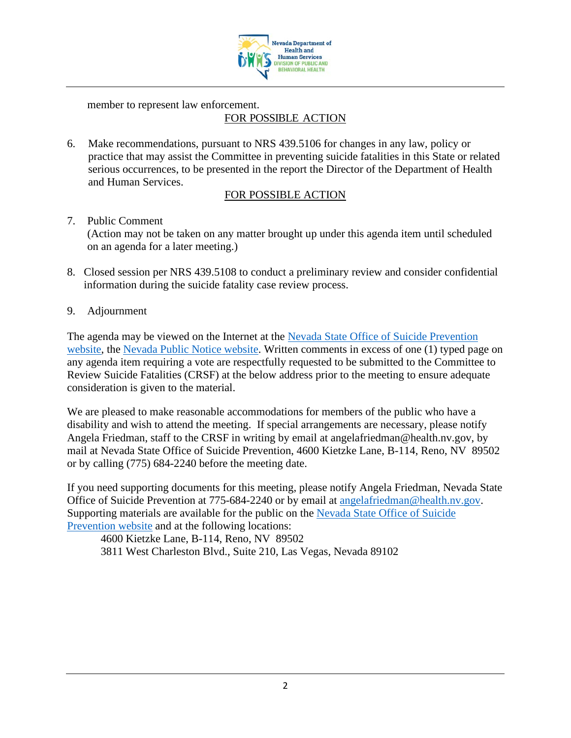member to represent law enforcement.

FOR POSSIBLE ACTION

6. Make recommendations, pursuant to NRS 439.5106 for changes in any law, policy or practice that may assist the Committee in preventing suicide fatalities in this State or related serious occurrences, to be presented in the report the Director of the Department of Health and Human Services.

   FOR POSSIBLE ACTION

7. Public Comment
   (Action may not be taken on any matter brought up under this agenda item until scheduled on an agenda for a later meeting.)

8. Closed session per NRS 439.5108 to conduct a preliminary review and consider confidential information during the suicide fatality case review process.

9. Adjournment

The agenda may be viewed on the Internet at the Nevada State Office of Suicide Prevention website, the Nevada Public Notice website. Written comments in excess of one (1) typed page on any agenda item requiring a vote are respectfully requested to be submitted to the Committee to Review Suicide Fatalities (CRSF) at the below address prior to the meeting to ensure adequate consideration is given to the material.

We are pleased to make reasonable accommodations for members of the public who have a disability and wish to attend the meeting. If special arrangements are necessary, please notify Angela Friedman, staff to the CRSF in writing by email at angelafriedman@health.nv.gov, by mail at Nevada State Office of Suicide Prevention, 4600 Kietzke Lane, B-114, Reno, NV 89502 or by calling (775) 684-2240 before the meeting date.

If you need supporting documents for this meeting, please notify Angela Friedman, Nevada State Office of Suicide Prevention at 775-684-2240 or by email at angelafriedman@health.nv.gov. Supporting materials are available for the public on the Nevada State Office of Suicide Prevention website and at the following locations:

4600 Kietzke Lane, B-114, Reno, NV 89502
3811 West Charleston Blvd., Suite 210, Las Vegas, Nevada 89102